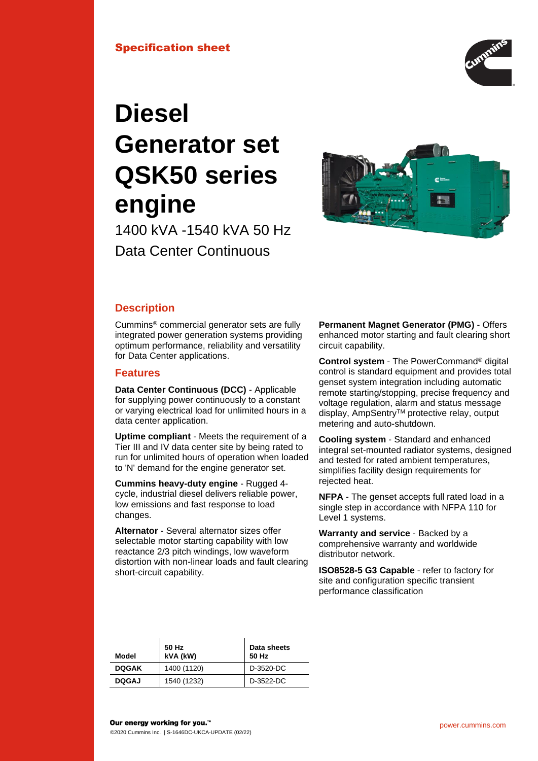Specification sheet

# Diesel Generator set QSK50 series engine

1400 kVA -1540 kVA 50 Hz

Data Center Continuous

## Description

Cummins® commercial generator sets are fully integrated power generation systems providing optimum performance, reliability and versatility for Data Center applications.

## Features

**Data Center Continuous (DCC)** - Applicable for supplying power continuously to a constant or varying electrical load for unlimited hours in a data center application.

**Uptime compliant** - Meets the requirement of a Tier III and IV data center site by being rated to run for unlimited hours of operation when loaded to 'N' demand for the engine generator set.

**Cummins heavy-duty engine** - Rugged 4-cycle, industrial diesel delivers reliable power, low emissions and fast response to load changes.

**Alternator** - Several alternator sizes offer selectable motor starting capability with low reactance 2/3 pitch windings, low waveform distortion with non-linear loads and fault clearing short-circuit capability.

**Permanent Magnet Generator (PMG)** - Offers enhanced motor starting and fault clearing short circuit capability.

**Control system** - The PowerCommand® digital control is standard equipment and provides total genset system integration including automatic remote starting/stopping, precise frequency and voltage regulation, alarm and status message display, AmpSentry™ protective relay, output metering and auto-shutdown.

**Cooling system** - Standard and enhanced integral set-mounted radiator systems, designed and tested for rated ambient temperatures, simplifies facility design requirements for rejected heat.

**NFPA** - The genset accepts full rated load in a single step in accordance with NFPA 110 for Level 1 systems.

**Warranty and service** - Backed by a comprehensive warranty and worldwide distributor network.

**ISO8528-5 G3 Capable** - refer to factory for site and configuration specific transient performance classification

| Model | 50 Hz kVA (kW) | Data sheets 50 Hz |
|---|---|---|
| **DQGAK** | 1400 (1120) | D-3520-DC |
| **DQGAJ** | 1540 (1232) | D-3522-DC |

Our energy working for you.™

©2020 Cummins Inc. | S-1646DC-UKCA-UPDATE (02/22)

power.cummins.com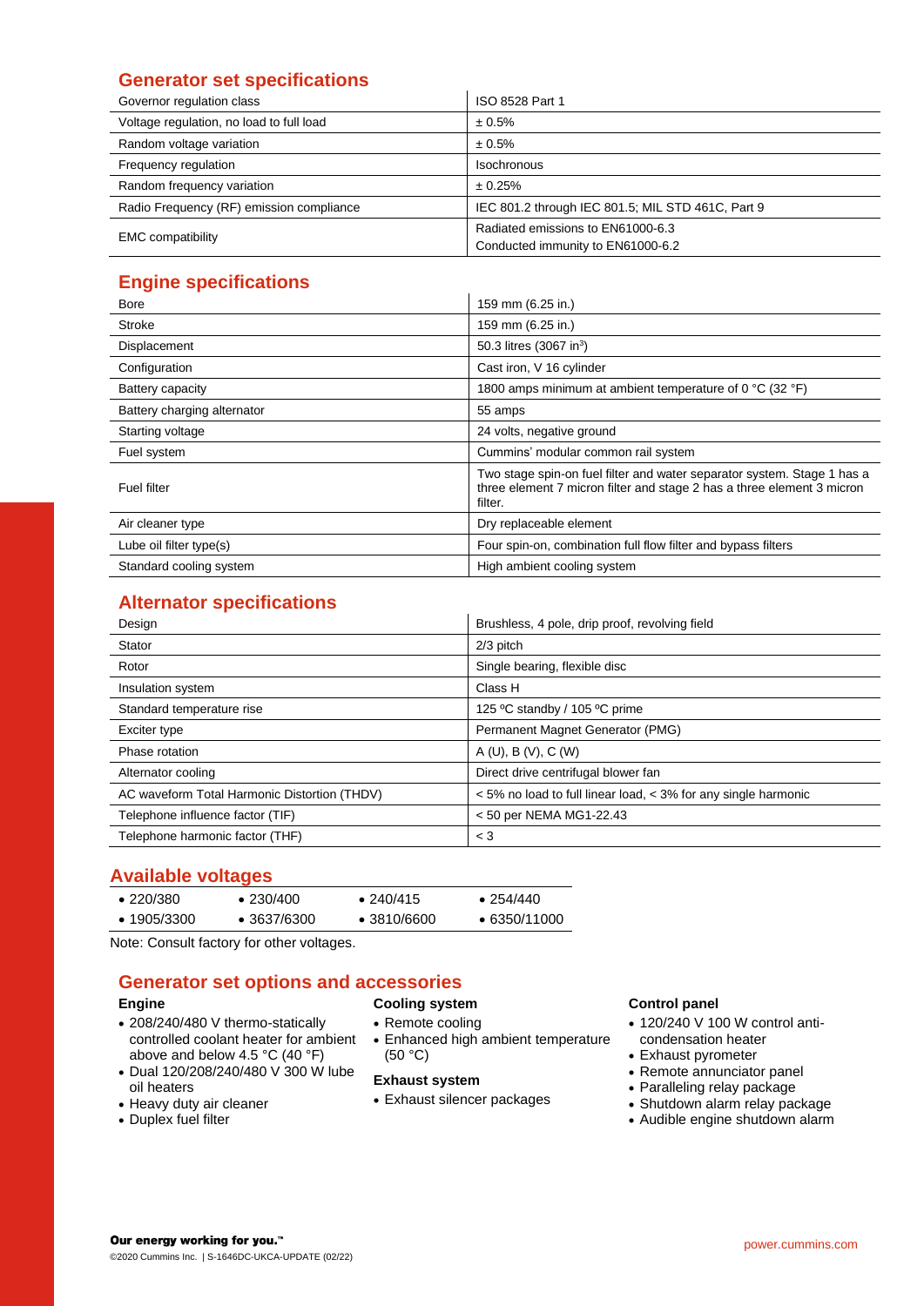## Generator set specifications

| | |
|---|---|
| Governor regulation class | ISO 8528 Part 1 |
| Voltage regulation, no load to full load | ± 0.5% |
| Random voltage variation | ± 0.5% |
| Frequency regulation | Isochronous |
| Random frequency variation | ± 0.25% |
| Radio Frequency (RF) emission compliance | IEC 801.2 through IEC 801.5; MIL STD 461C, Part 9 |
| EMC compatibility | Radiated emissions to EN61000-6.3<br>Conducted immunity to EN61000-6.2 |

## Engine specifications

| | |
|---|---|
| Bore | 159 mm (6.25 in.) |
| Stroke | 159 mm (6.25 in.) |
| Displacement | 50.3 litres (3067 in$^3$) |
| Configuration | Cast iron, V 16 cylinder |
| Battery capacity | 1800 amps minimum at ambient temperature of 0 °C (32 °F) |
| Battery charging alternator | 55 amps |
| Starting voltage | 24 volts, negative ground |
| Fuel system | Cummins' modular common rail system |
| Fuel filter | Two stage spin-on fuel filter and water separator system. Stage 1 has a three element 7 micron filter and stage 2 has a three element 3 micron filter. |
| Air cleaner type | Dry replaceable element |
| Lube oil filter type(s) | Four spin-on, combination full flow filter and bypass filters |
| Standard cooling system | High ambient cooling system |

## Alternator specifications

| | |
|---|---|
| Design | Brushless, 4 pole, drip proof, revolving field |
| Stator | 2/3 pitch |
| Rotor | Single bearing, flexible disc |
| Insulation system | Class H |
| Standard temperature rise | 125 ºC standby / 105 ºC prime |
| Exciter type | Permanent Magnet Generator (PMG) |
| Phase rotation | A (U), B (V), C (W) |
| Alternator cooling | Direct drive centrifugal blower fan |
| AC waveform Total Harmonic Distortion (THDV) | < 5% no load to full linear load, < 3% for any single harmonic |
| Telephone influence factor (TIF) | < 50 per NEMA MG1-22.43 |
| Telephone harmonic factor (THF) | < 3 |

## Available voltages

| | | | |
|---|---|---|---|
| • 220/380 | • 230/400 | • 240/415 | • 254/440 |
| • 1905/3300 | • 3637/6300 | • 3810/6600 | • 6350/11000 |

Note: Consult factory for other voltages.

## Generator set options and accessories

### Engine

- 208/240/480 V thermo-statically controlled coolant heater for ambient above and below 4.5 °C (40 °F)
- Dual 120/208/240/480 V 300 W lube oil heaters
- Heavy duty air cleaner
- Duplex fuel filter

### Cooling system

- Remote cooling
- Enhanced high ambient temperature (50 °C)

### Exhaust system

- Exhaust silencer packages

### Control panel

- 120/240 V 100 W control anti-condensation heater
- Exhaust pyrometer
- Remote annunciator panel
- Paralleling relay package
- Shutdown alarm relay package
- Audible engine shutdown alarm

**Our energy working for you.**™

©2020 Cummins Inc. | S-1646DC-UKCA-UPDATE (02/22)

power.cummins.com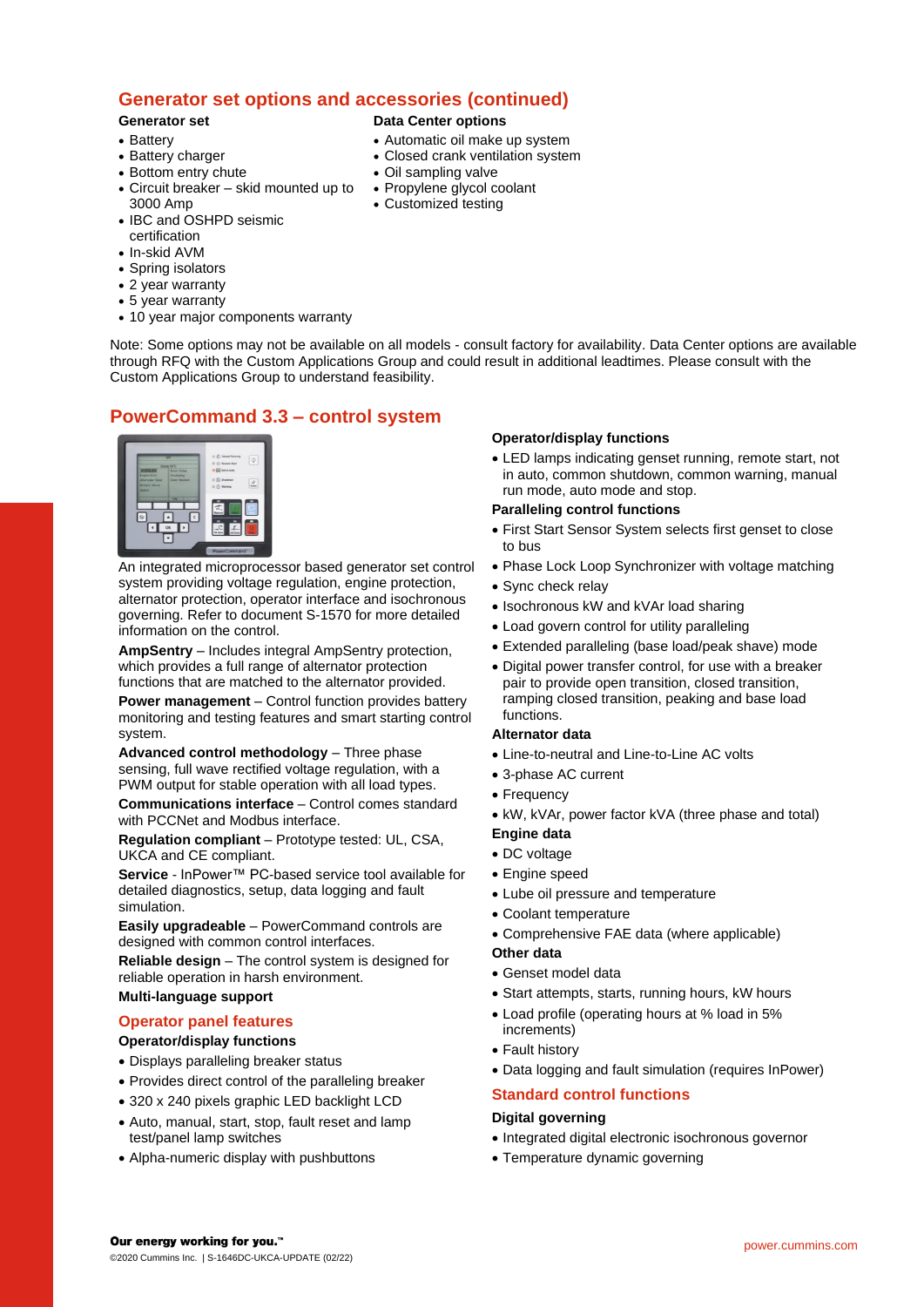## Generator set options and accessories (continued)

**Generator set**

- Battery
- Battery charger
- Bottom entry chute
- Circuit breaker – skid mounted up to 3000 Amp
- IBC and OSHPD seismic certification
- In-skid AVM
- Spring isolators
- 2 year warranty
- 5 year warranty
- 10 year major components warranty

**Data Center options**

- Automatic oil make up system
- Closed crank ventilation system
- Oil sampling valve
- Propylene glycol coolant
- Customized testing

Note: Some options may not be available on all models - consult factory for availability. Data Center options are available through RFQ with the Custom Applications Group and could result in additional leadtimes. Please consult with the Custom Applications Group to understand feasibility.

## PowerCommand 3.3 – control system

An integrated microprocessor based generator set control system providing voltage regulation, engine protection, alternator protection, operator interface and isochronous governing. Refer to document S-1570 for more detailed information on the control.

**AmpSentry** – Includes integral AmpSentry protection, which provides a full range of alternator protection functions that are matched to the alternator provided.

**Power management** – Control function provides battery monitoring and testing features and smart starting control system.

**Advanced control methodology** – Three phase sensing, full wave rectified voltage regulation, with a PWM output for stable operation with all load types.

**Communications interface** – Control comes standard with PCCNet and Modbus interface.

**Regulation compliant** – Prototype tested: UL, CSA, UKCA and CE compliant.

**Service** - InPower™ PC-based service tool available for detailed diagnostics, setup, data logging and fault simulation.

**Easily upgradeable** – PowerCommand controls are designed with common control interfaces.

**Reliable design** – The control system is designed for reliable operation in harsh environment.

**Multi-language support**

### Operator panel features

**Operator/display functions**

- Displays paralleling breaker status
- Provides direct control of the paralleling breaker
- 320 x 240 pixels graphic LED backlight LCD
- Auto, manual, start, stop, fault reset and lamp test/panel lamp switches
- Alpha-numeric display with pushbuttons

**Operator/display functions**

- LED lamps indicating genset running, remote start, not in auto, common shutdown, common warning, manual run mode, auto mode and stop.

**Paralleling control functions**

- First Start Sensor System selects first genset to close to bus
- Phase Lock Loop Synchronizer with voltage matching
- Sync check relay
- Isochronous kW and kVAr load sharing
- Load govern control for utility paralleling
- Extended paralleling (base load/peak shave) mode
- Digital power transfer control, for use with a breaker pair to provide open transition, closed transition, ramping closed transition, peaking and base load functions.

**Alternator data**

- Line-to-neutral and Line-to-Line AC volts
- 3-phase AC current
- Frequency
- kW, kVAr, power factor kVA (three phase and total)

**Engine data**

- DC voltage
- Engine speed
- Lube oil pressure and temperature
- Coolant temperature
- Comprehensive FAE data (where applicable)

**Other data**

- Genset model data
- Start attempts, starts, running hours, kW hours
- Load profile (operating hours at % load in 5% increments)
- Fault history
- Data logging and fault simulation (requires InPower)

### Standard control functions

**Digital governing**

- Integrated digital electronic isochronous governor
- Temperature dynamic governing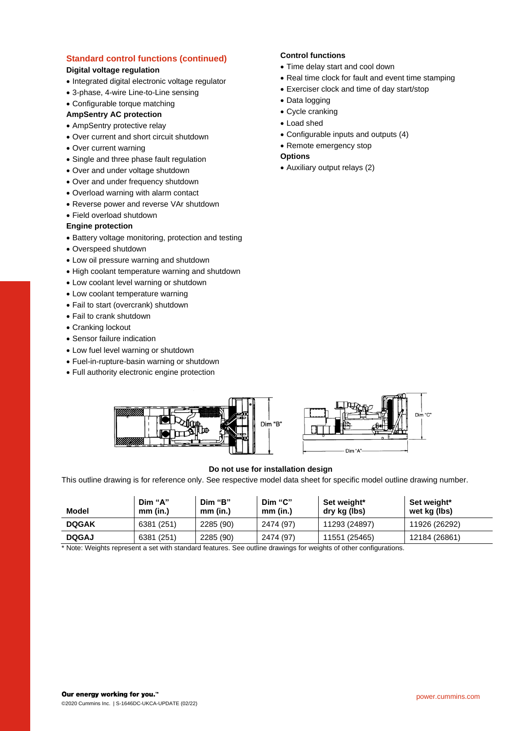## Standard control functions (continued)

**Digital voltage regulation**

- Integrated digital electronic voltage regulator
- 3-phase, 4-wire Line-to-Line sensing
- Configurable torque matching

**AmpSentry AC protection**

- AmpSentry protective relay
- Over current and short circuit shutdown
- Over current warning
- Single and three phase fault regulation
- Over and under voltage shutdown
- Over and under frequency shutdown
- Overload warning with alarm contact
- Reverse power and reverse VAr shutdown
- Field overload shutdown

**Engine protection**

- Battery voltage monitoring, protection and testing
- Overspeed shutdown
- Low oil pressure warning and shutdown
- High coolant temperature warning and shutdown
- Low coolant level warning or shutdown
- Low coolant temperature warning
- Fail to start (overcrank) shutdown
- Fail to crank shutdown
- Cranking lockout
- Sensor failure indication
- Low fuel level warning or shutdown
- Fuel-in-rupture-basin warning or shutdown
- Full authority electronic engine protection

**Control functions**

- Time delay start and cool down
- Real time clock for fault and event time stamping
- Exerciser clock and time of day start/stop
- Data logging
- Cycle cranking
- Load shed
- Configurable inputs and outputs (4)
- Remote emergency stop

**Options**

- Auxiliary output relays (2)

**Do not use for installation design**

This outline drawing is for reference only. See respective model data sheet for specific model outline drawing number.

| Model | Dim "A" mm (in.) | Dim "B" mm (in.) | Dim "C" mm (in.) | Set weight* dry kg (lbs) | Set weight* wet kg (lbs) |
|---|---|---|---|---|---|
| **DQGAK** | 6381 (251) | 2285 (90) | 2474 (97) | 11293 (24897) | 11926 (26292) |
| **DQGAJ** | 6381 (251) | 2285 (90) | 2474 (97) | 11551 (25465) | 12184 (26861) |

* Note: Weights represent a set with standard features. See outline drawings for weights of other configurations.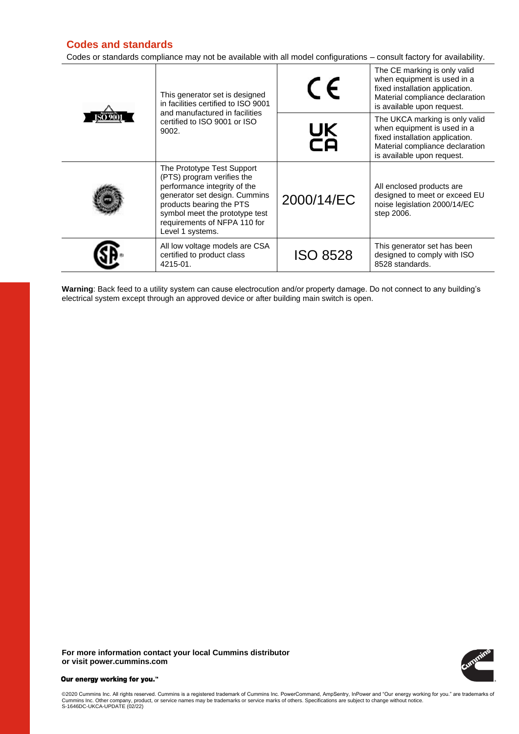## Codes and standards

Codes or standards compliance may not be available with all model configurations – consult factory for availability.

| | | | |
|---|---|---|---|
| ISO 9001 | This generator set is designed in facilities certified to ISO 9001 and manufactured in facilities certified to ISO 9001 or ISO 9002. | CE | The CE marking is only valid when equipment is used in a fixed installation application. Material compliance declaration is available upon request. |
| | | UK CA | The UKCA marking is only valid when equipment is used in a fixed installation application. Material compliance declaration is available upon request. |
| PTS | The Prototype Test Support (PTS) program verifies the performance integrity of the generator set design. Cummins products bearing the PTS symbol meet the prototype test requirements of NFPA 110 for Level 1 systems. | 2000/14/EC | All enclosed products are designed to meet or exceed EU noise legislation 2000/14/EC step 2006. |
| CSA | All low voltage models are CSA certified to product class 4215-01. | ISO 8528 | This generator set has been designed to comply with ISO 8528 standards. |

**Warning**: Back feed to a utility system can cause electrocution and/or property damage. Do not connect to any building's electrical system except through an approved device or after building main switch is open.

**For more information contact your local Cummins distributor or visit power.cummins.com**

**Our energy working for you.™**

©2020 Cummins Inc. All rights reserved. Cummins is a registered trademark of Cummins Inc. PowerCommand, AmpSentry, InPower and "Our energy working for you." are trademarks of Cummins Inc. Other company, product, or service names may be trademarks or service marks of others. Specifications are subject to change without notice.
S-1646DC-UKCA-UPDATE (02/22)